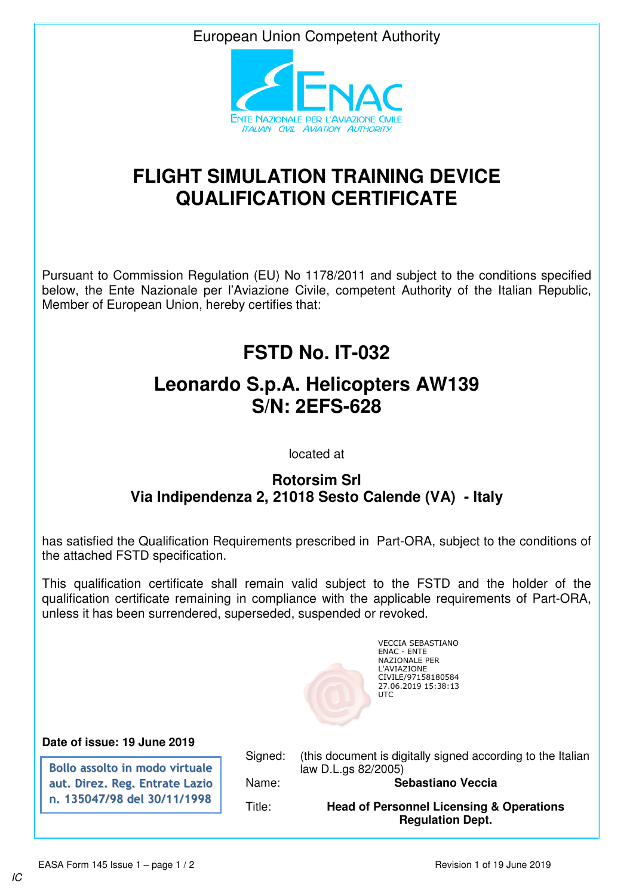European Union Competent Authority

ENAC

ENTE NAZIONALE PER L'AVIAZIONE CIVILE
ITALIAN CIVIL AVIATION AUTHORITY

# FLIGHT SIMULATION TRAINING DEVICE QUALIFICATION CERTIFICATE

Pursuant to Commission Regulation (EU) No 1178/2011 and subject to the conditions specified below, the Ente Nazionale per l'Aviazione Civile, competent Authority of the Italian Republic, Member of European Union, hereby certifies that:

## FSTD No. IT-032

## Leonardo S.p.A. Helicopters AW139
## S/N: 2EFS-628

located at

**Rotorsim Srl**
**Via Indipendenza 2, 21018 Sesto Calende (VA) - Italy**

has satisfied the Qualification Requirements prescribed in Part-ORA, subject to the conditions of the attached FSTD specification.

This qualification certificate shall remain valid subject to the FSTD and the holder of the qualification certificate remaining in compliance with the applicable requirements of Part-ORA, unless it has been surrendered, superseded, suspended or revoked.

VECCIA SEBASTIANO
ENAC - ENTE NAZIONALE PER L'AVIAZIONE CIVILE/97158180584
27.06.2019 15:38:13 UTC

**Date of issue: 19 June 2019**

Bollo assolto in modo virtuale
aut. Direz. Reg. Entrate Lazio
n. 135047/98 del 30/11/1998

Signed: (this document is digitally signed according to the Italian law D.L.gs 82/2005)

Name: **Sebastiano Veccia**

Title: **Head of Personnel Licensing & Operations Regulation Dept.**

EASA Form 145 Issue 1 – page 1 / 2

Revision 1 of 19 June 2019

IC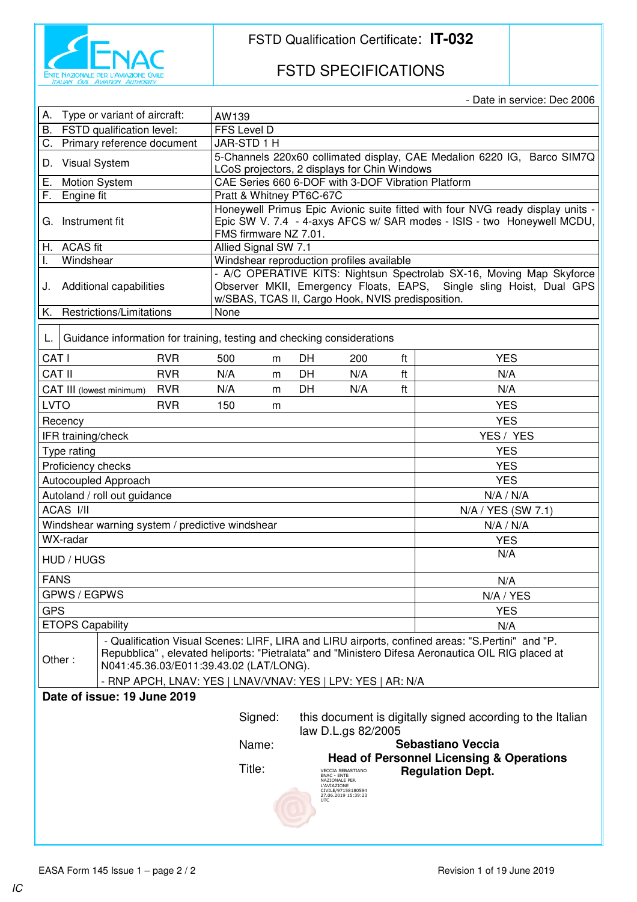ENAC
ENTE NAZIONALE PER L'AVIAZIONE CIVILE
ITALIAN CIVIL AVIATION AUTHORITY

FSTD Qualification Certificate: **IT-032**

# FSTD SPECIFICATIONS

- Date in service: Dec 2006

| | |
|---|---|
| A. Type or variant of aircraft: | AW139 |
| B. FSTD qualification level: | FFS Level D |
| C. Primary reference document | JAR-STD 1 H |
| D. Visual System | 5-Channels 220x60 collimated display, CAE Medalion 6220 IG, Barco SIM7Q LCoS projectors, 2 displays for Chin Windows |
| E. Motion System | CAE Series 660 6-DOF with 3-DOF Vibration Platform |
| F. Engine fit | Pratt & Whitney PT6C-67C |
| G. Instrument fit | Honeywell Primus Epic Avionic suite fitted with four NVG ready display units - Epic SW V. 7.4 - 4-axys AFCS w/ SAR modes - ISIS - two Honeywell MCDU, FMS firmware NZ 7.01. |
| H. ACAS fit | Allied Signal SW 7.1 |
| I. Windshear | Windshear reproduction profiles available |
| J. Additional capabilities | - A/C OPERATIVE KITS: Nightsun Spectrolab SX-16, Moving Map Skyforce Observer MKII, Emergency Floats, EAPS, Single sling Hoist, Dual GPS w/SBAS, TCAS II, Cargo Hook, NVIS predisposition. |
| K. Restrictions/Limitations | None |

L. Guidance information for training, testing and checking considerations

| | | | | | | | |
|---|---|---|---|---|---|---|---|
| CAT I | RVR | 500 | m | DH | 200 | ft | YES |
| CAT II | RVR | N/A | m | DH | N/A | ft | N/A |
| CAT III (lowest minimum) | RVR | N/A | m | DH | N/A | ft | N/A |
| LVTO | RVR | 150 | m | | | | YES |
| Recency | | | | | | | YES |
| IFR training/check | | | | | | | YES / YES |
| Type rating | | | | | | | YES |
| Proficiency checks | | | | | | | YES |
| Autocoupled Approach | | | | | | | YES |
| Autoland / roll out guidance | | | | | | | N/A / N/A |
| ACAS I/II | | | | | | | N/A / YES (SW 7.1) |
| Windshear warning system / predictive windshear | | | | | | | N/A / N/A |
| WX-radar | | | | | | | YES |
| HUD / HUGS | | | | | | | N/A |
| FANS | | | | | | | N/A |
| GPWS / EGPWS | | | | | | | N/A / YES |
| GPS | | | | | | | YES |
| ETOPS Capability | | | | | | | N/A |

Other :
- Qualification Visual Scenes: LIRF, LIRA and LIRU airports, confined areas: "S.Pertini" and "P. Repubblica", elevated heliports: "Pietralata" and "Ministero Difesa Aeronautica OIL RIG placed at N041:45.36.03/E011:39.43.02 (LAT/LONG).
- RNP APCH, LNAV: YES | LNAV/VNAV: YES | LPV: YES | AR: N/A

**Date of issue: 19 June 2019**

Signed: this document is digitally signed according to the Italian law D.L.gs 82/2005

Name: **Sebastiano Veccia**

Title: **Head of Personnel Licensing & Operations Regulation Dept.**

VECCIA SEBASTIANO ENAC - ENTE NAZIONALE PER L'AVIAZIONE CIVILE/97158180584 27.06.2019 15:39:23 UTC

EASA Form 145 Issue 1 – page 2 / 2

Revision 1 of 19 June 2019

IC